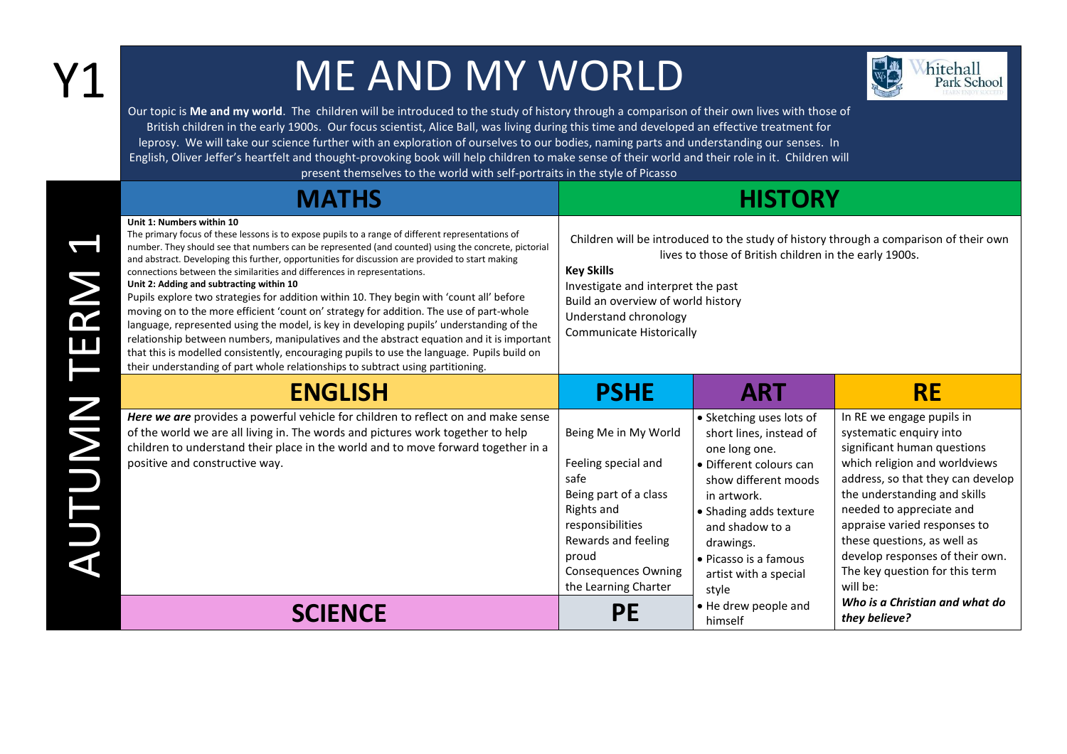Y1

# ME AND MY WORLD

Whitehall Park School

Our topic is **Me and my world**. The children will be introduced to the study of history through a comparison of their own lives with those of British children in the early 1900s. Our focus scientist, Alice Ball, was living during this time and developed an effective treatment for leprosy. We will take our science further with an exploration of ourselves to our bodies, naming parts and understanding our senses. In English, Oliver Jeffer's heartfelt and thought-provoking book will help children to make sense of their world and their role in it. Children will present themselves to the world with self-portraits in the style of Picasso

AUTUMN TERM 1

## MATHS

**Unit 1: Numbers within 10**

The primary focus of these lessons is to expose pupils to a range of different representations of number. They should see that numbers can be represented (and counted) using the concrete, pictorial and abstract. Developing this further, opportunities for discussion are provided to start making connections between the similarities and differences in representations.

**Unit 2: Adding and subtracting within 10**

Pupils explore two strategies for addition within 10. They begin with 'count all' before moving on to the more efficient 'count on' strategy for addition. The use of part-whole language, represented using the model, is key in developing pupils' understanding of the relationship between numbers, manipulatives and the abstract equation and it is important that this is modelled consistently, encouraging pupils to use the language. Pupils build on their understanding of part whole relationships to subtract using partitioning.

## HISTORY

Children will be introduced to the study of history through a comparison of their own lives to those of British children in the early 1900s.

**Key Skills**

Investigate and interpret the past
Build an overview of world history
Understand chronology
Communicate Historically

## ENGLISH

***Here we are*** provides a powerful vehicle for children to reflect on and make sense of the world we are all living in. The words and pictures work together to help children to understand their place in the world and to move forward together in a positive and constructive way.

## PSHE

Being Me in My World

Feeling special and safe
Being part of a class
Rights and responsibilities
Rewards and feeling proud
Consequences Owning the Learning Charter

## ART

- Sketching uses lots of short lines, instead of one long one.
- Different colours can show different moods in artwork.
- Shading adds texture and shadow to a drawings.
- Picasso is a famous artist with a special style
- He drew people and himself

## RE

In RE we engage pupils in systematic enquiry into significant human questions which religion and worldviews address, so that they can develop the understanding and skills needed to appreciate and appraise varied responses to these questions, as well as develop responses of their own. The key question for this term will be:

***Who is a Christian and what do they believe?***

## SCIENCE

## PE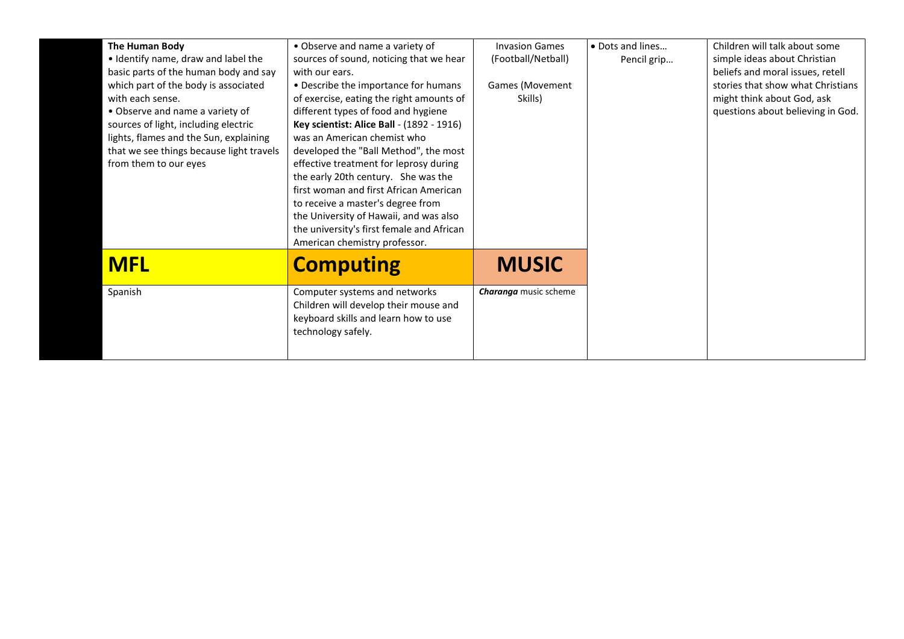| | | | | | |
|---|---|---|---|---|---|
| | **The Human Body**<br>• Identify name, draw and label the basic parts of the human body and say which part of the body is associated with each sense.<br>• Observe and name a variety of sources of light, including electric lights, flames and the Sun, explaining that we see things because light travels from them to our eyes | • Observe and name a variety of sources of sound, noticing that we hear with our ears.<br>• Describe the importance for humans of exercise, eating the right amounts of different types of food and hygiene<br>**Key scientist: Alice Ball** - (1892 - 1916) was an American chemist who developed the "Ball Method", the most effective treatment for leprosy during the early 20th century. She was the first woman and first African American to receive a master's degree from the University of Hawaii, and was also the university's first female and African American chemistry professor. | Invasion Games (Football/Netball)<br><br>Games (Movement Skills) | • Dots and lines…<br>Pencil grip… | Children will talk about some simple ideas about Christian beliefs and moral issues, retell stories that show what Christians might think about God, ask questions about believing in God. |
| | **MFL** | **Computing** | **MUSIC** | | |
| | Spanish | Computer systems and networks<br>Children will develop their mouse and keyboard skills and learn how to use technology safely. | ***Charanga*** music scheme | | |